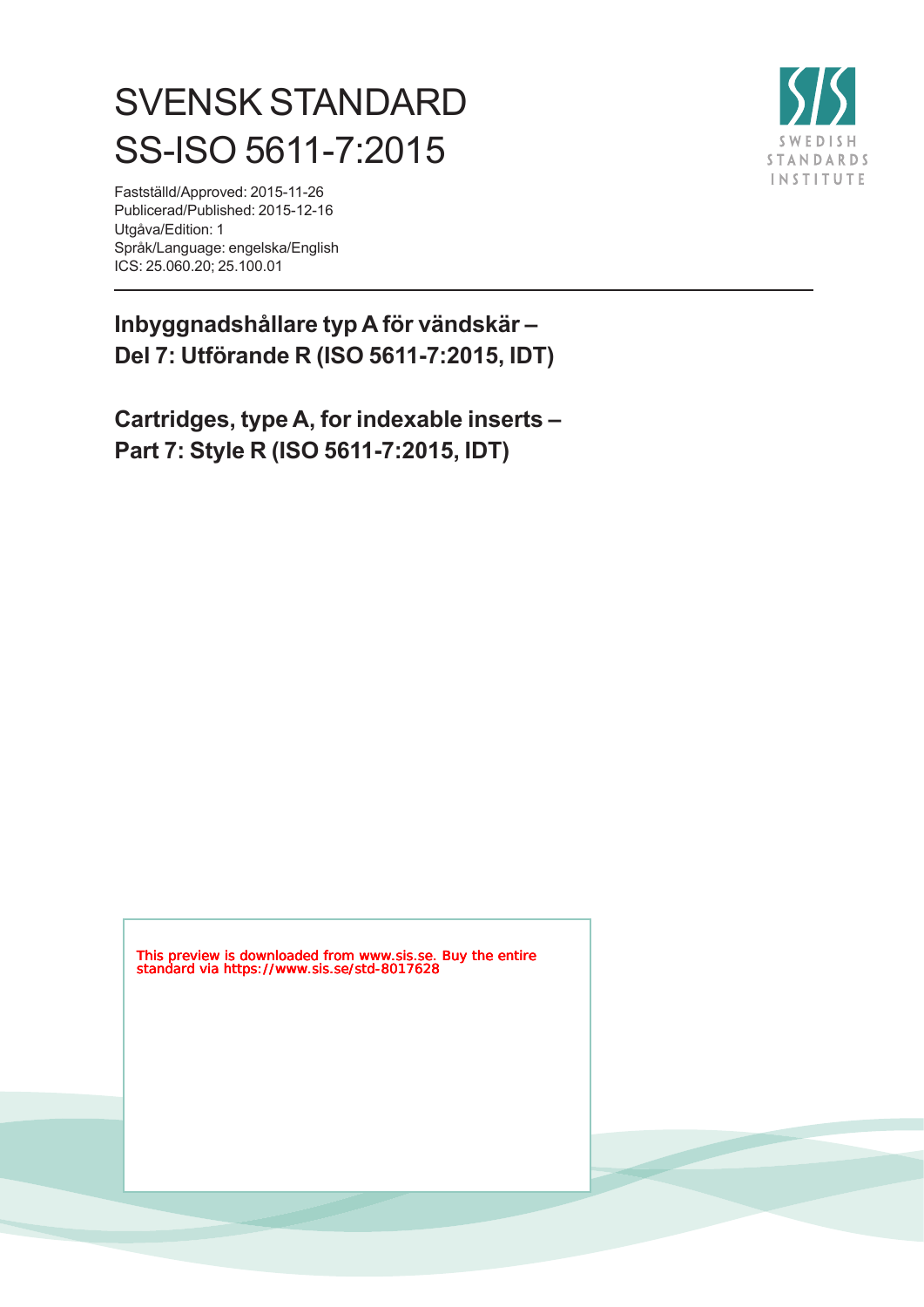# SVENSK STANDARD
# SS-ISO 5611-7:2015

Fastställd/Approved: 2015-11-26
Publicerad/Published: 2015-12-16
Utgåva/Edition: 1
Språk/Language: engelska/English
ICS: 25.060.20; 25.100.01

SWEDISH STANDARDS INSTITUTE

## Inbyggnadshållare typ A för vändskär – Del 7: Utförande R (ISO 5611-7:2015, IDT)

## Cartridges, type A, for indexable inserts – Part 7: Style R (ISO 5611-7:2015, IDT)

This preview is downloaded from www.sis.se. Buy the entire standard via https://www.sis.se/std-8017628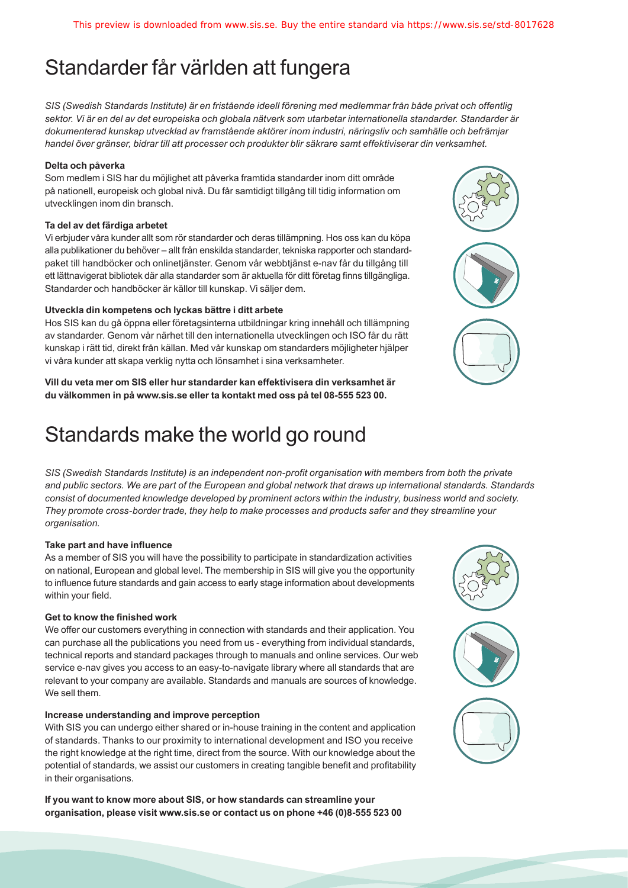# Standarder får världen att fungera

*SIS (Swedish Standards Institute) är en fristående ideell förening med medlemmar från både privat och offentlig sektor. Vi är en del av det europeiska och globala nätverk som utarbetar internationella standarder. Standarder är dokumenterad kunskap utvecklad av framstående aktörer inom industri, näringsliv och samhälle och befrämjar handel över gränser, bidrar till att processer och produkter blir säkrare samt effektiviserar din verksamhet.*

**Delta och påverka**

Som medlem i SIS har du möjlighet att påverka framtida standarder inom ditt område på nationell, europeisk och global nivå. Du får samtidigt tillgång till tidig information om utvecklingen inom din bransch.

**Ta del av det färdiga arbetet**

Vi erbjuder våra kunder allt som rör standarder och deras tillämpning. Hos oss kan du köpa alla publikationer du behöver – allt från enskilda standarder, tekniska rapporter och standardpaket till handböcker och onlinetjänster. Genom vår webbtjänst e-nav får du tillgång till ett lättnavigerat bibliotek där alla standarder som är aktuella för ditt företag finns tillgängliga. Standarder och handböcker är källor till kunskap. Vi säljer dem.

**Utveckla din kompetens och lyckas bättre i ditt arbete**

Hos SIS kan du gå öppna eller företagsinterna utbildningar kring innehåll och tillämpning av standarder. Genom vår närhet till den internationella utvecklingen och ISO får du rätt kunskap i rätt tid, direkt från källan. Med vår kunskap om standarders möjligheter hjälper vi våra kunder att skapa verklig nytta och lönsamhet i sina verksamheter.

**Vill du veta mer om SIS eller hur standarder kan effektivisera din verksamhet är du välkommen in på www.sis.se eller ta kontakt med oss på tel 08-555 523 00.**

# Standards make the world go round

*SIS (Swedish Standards Institute) is an independent non-profit organisation with members from both the private and public sectors. We are part of the European and global network that draws up international standards. Standards consist of documented knowledge developed by prominent actors within the industry, business world and society. They promote cross-border trade, they help to make processes and products safer and they streamline your organisation.*

**Take part and have influence**

As a member of SIS you will have the possibility to participate in standardization activities on national, European and global level. The membership in SIS will give you the opportunity to influence future standards and gain access to early stage information about developments within your field.

**Get to know the finished work**

We offer our customers everything in connection with standards and their application. You can purchase all the publications you need from us - everything from individual standards, technical reports and standard packages through to manuals and online services. Our web service e-nav gives you access to an easy-to-navigate library where all standards that are relevant to your company are available. Standards and manuals are sources of knowledge. We sell them.

**Increase understanding and improve perception**

With SIS you can undergo either shared or in-house training in the content and application of standards. Thanks to our proximity to international development and ISO you receive the right knowledge at the right time, direct from the source. With our knowledge about the potential of standards, we assist our customers in creating tangible benefit and profitability in their organisations.

**If you want to know more about SIS, or how standards can streamline your organisation, please visit www.sis.se or contact us on phone +46 (0)8-555 523 00**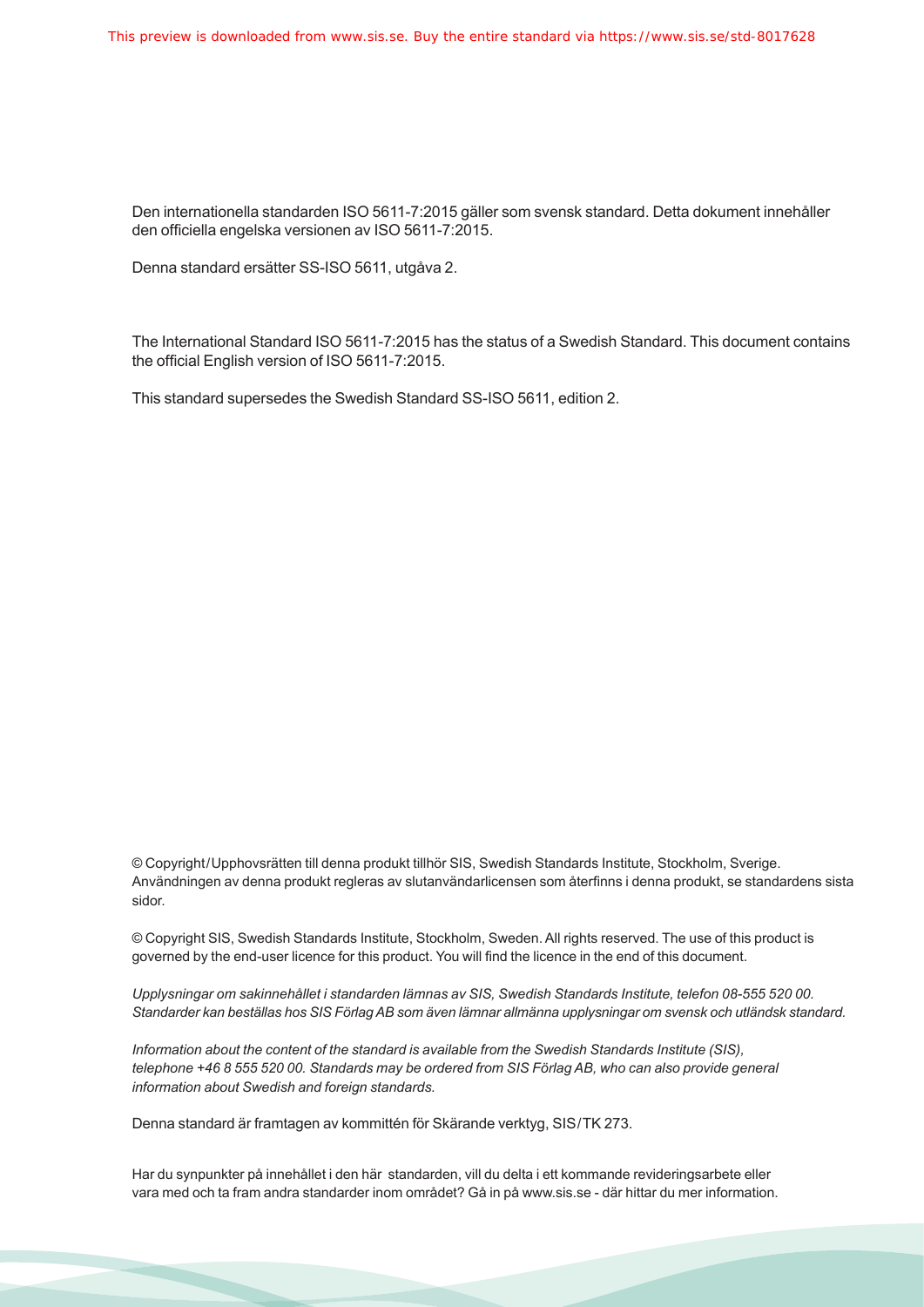Den internationella standarden ISO 5611-7:2015 gäller som svensk standard. Detta dokument innehåller den officiella engelska versionen av ISO 5611-7:2015.

Denna standard ersätter SS-ISO 5611, utgåva 2.

The International Standard ISO 5611-7:2015 has the status of a Swedish Standard. This document contains the official English version of ISO 5611-7:2015.

This standard supersedes the Swedish Standard SS-ISO 5611, edition 2.

© Copyright/Upphovsrätten till denna produkt tillhör SIS, Swedish Standards Institute, Stockholm, Sverige. Användningen av denna produkt regleras av slutanvändarlicensen som återfinns i denna produkt, se standardens sista sidor.

© Copyright SIS, Swedish Standards Institute, Stockholm, Sweden. All rights reserved. The use of this product is governed by the end-user licence for this product. You will find the licence in the end of this document.

*Upplysningar om sakinnehållet i standarden lämnas av SIS, Swedish Standards Institute, telefon 08-555 520 00. Standarder kan beställas hos SIS Förlag AB som även lämnar allmänna upplysningar om svensk och utländsk standard.*

*Information about the content of the standard is available from the Swedish Standards Institute (SIS), telephone +46 8 555 520 00. Standards may be ordered from SIS Förlag AB, who can also provide general information about Swedish and foreign standards.*

Denna standard är framtagen av kommittén för Skärande verktyg, SIS/TK 273.

Har du synpunkter på innehållet i den här standarden, vill du delta i ett kommande revideringsarbete eller vara med och ta fram andra standarder inom området? Gå in på www.sis.se - där hittar du mer information.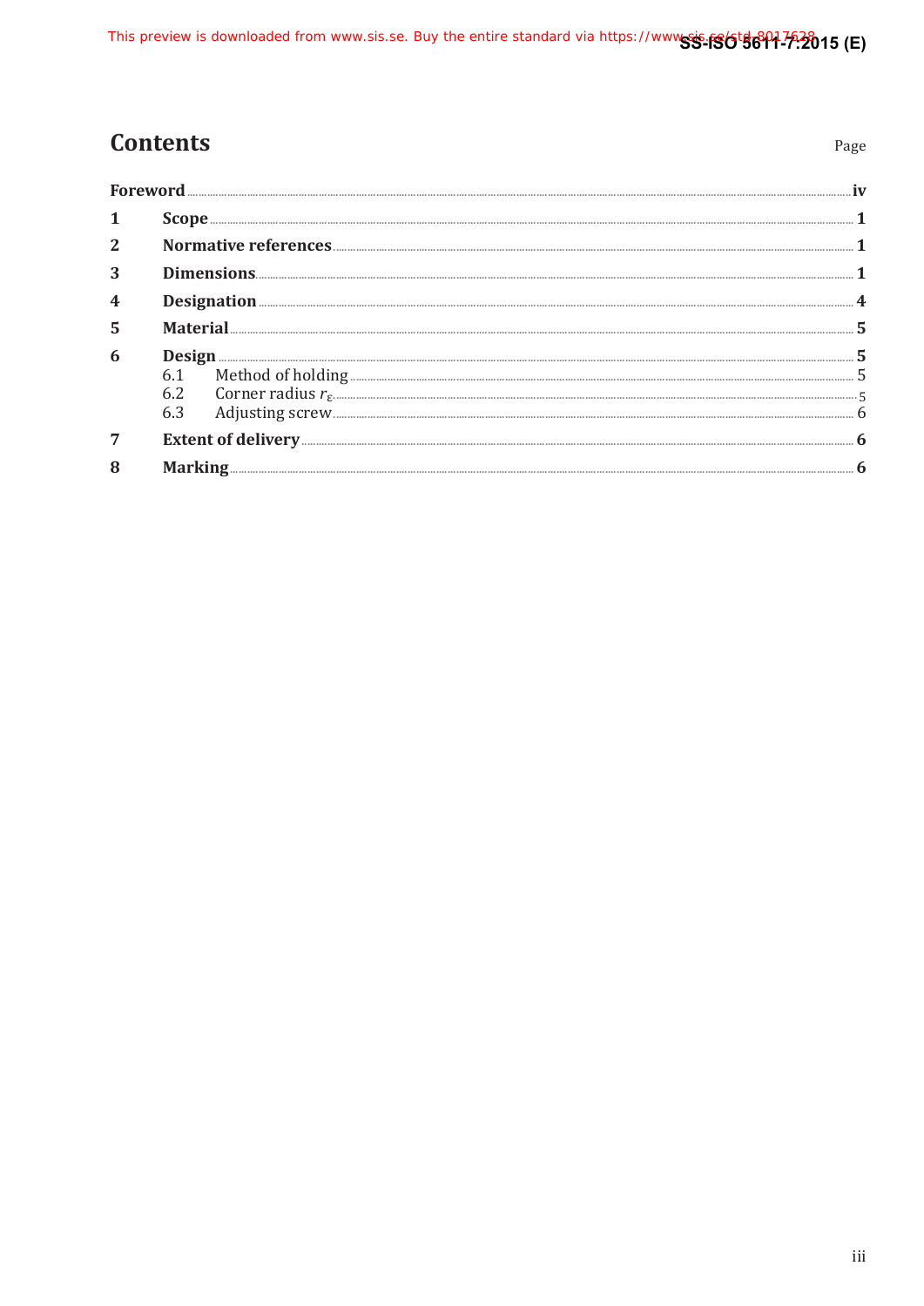# Contents

| | | Page |
|---|---|---|
| **Foreword** | | **iv** |
| **1** | **Scope** | **1** |
| **2** | **Normative references** | **1** |
| **3** | **Dimensions** | **1** |
| **4** | **Designation** | **4** |
| **5** | **Material** | **5** |
| **6** | **Design** | **5** |
| | 6.1 Method of holding | 5 |
| | 6.2 Corner radius $r_\varepsilon$ | 5 |
| | 6.3 Adjusting screw | 6 |
| **7** | **Extent of delivery** | **6** |
| **8** | **Marking** | **6** |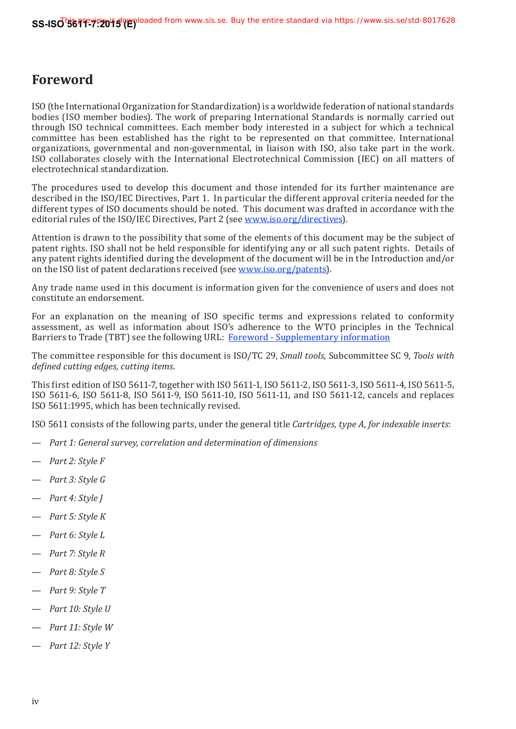## Foreword

ISO (the International Organization for Standardization) is a worldwide federation of national standards bodies (ISO member bodies). The work of preparing International Standards is normally carried out through ISO technical committees. Each member body interested in a subject for which a technical committee has been established has the right to be represented on that committee. International organizations, governmental and non-governmental, in liaison with ISO, also take part in the work. ISO collaborates closely with the International Electrotechnical Commission (IEC) on all matters of electrotechnical standardization.

The procedures used to develop this document and those intended for its further maintenance are described in the ISO/IEC Directives, Part 1. In particular the different approval criteria needed for the different types of ISO documents should be noted. This document was drafted in accordance with the editorial rules of the ISO/IEC Directives, Part 2 (see www.iso.org/directives).

Attention is drawn to the possibility that some of the elements of this document may be the subject of patent rights. ISO shall not be held responsible for identifying any or all such patent rights. Details of any patent rights identified during the development of the document will be in the Introduction and/or on the ISO list of patent declarations received (see www.iso.org/patents).

Any trade name used in this document is information given for the convenience of users and does not constitute an endorsement.

For an explanation on the meaning of ISO specific terms and expressions related to conformity assessment, as well as information about ISO's adherence to the WTO principles in the Technical Barriers to Trade (TBT) see the following URL: Foreword - Supplementary information

The committee responsible for this document is ISO/TC 29, *Small tools*, Subcommittee SC 9, *Tools with defined cutting edges, cutting items*.

This first edition of ISO 5611-7, together with ISO 5611-1, ISO 5611-2, ISO 5611-3, ISO 5611-4, ISO 5611-5, ISO 5611-6, ISO 5611-8, ISO 5611-9, ISO 5611-10, ISO 5611-11, and ISO 5611-12, cancels and replaces ISO 5611:1995, which has been technically revised.

ISO 5611 consists of the following parts, under the general title *Cartridges, type A, for indexable inserts*:

— *Part 1: General survey, correlation and determination of dimensions*

— *Part 2: Style F*

— *Part 3: Style G*

— *Part 4: Style J*

— *Part 5: Style K*

— *Part 6: Style L*

— *Part 7: Style R*

— *Part 8: Style S*

— *Part 9: Style T*

— *Part 10: Style U*

— *Part 11: Style W*

— *Part 12: Style Y*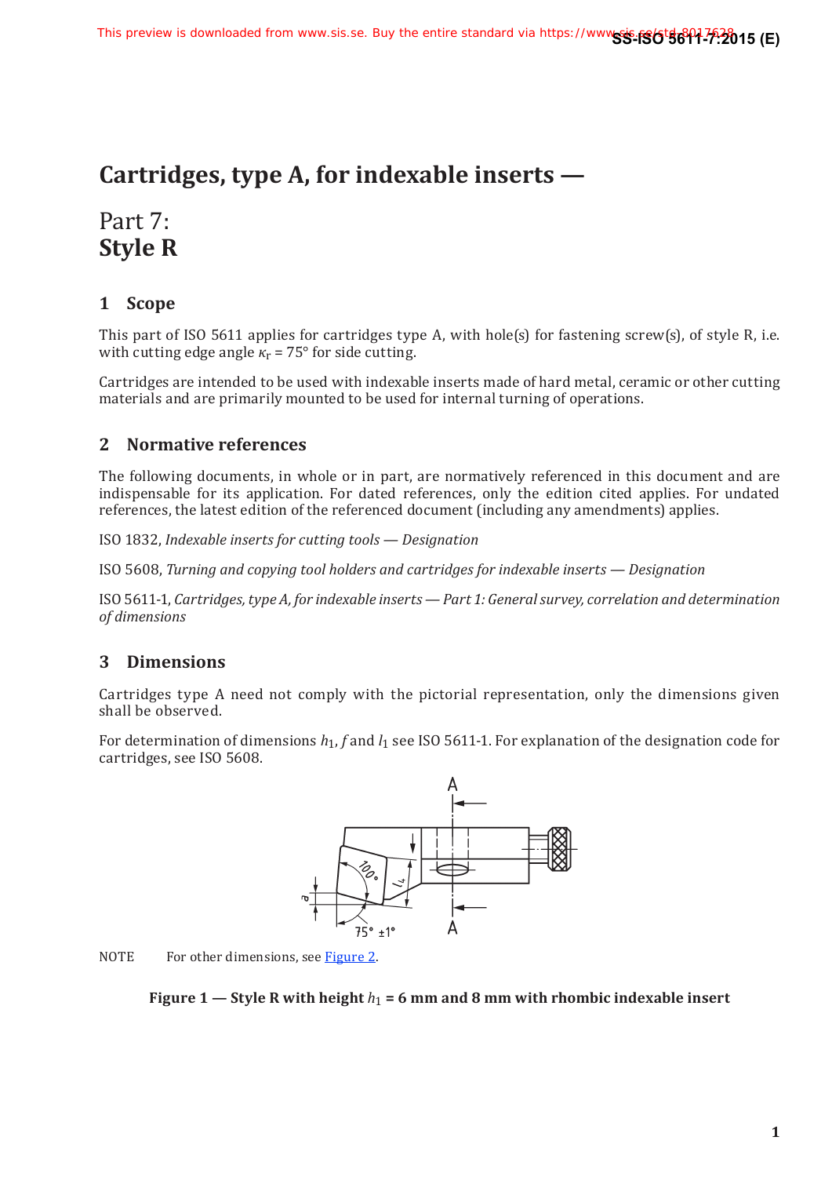# Cartridges, type A, for indexable inserts —

## Part 7: **Style R**

## 1 Scope

This part of ISO 5611 applies for cartridges type A, with hole(s) for fastening screw(s), of style R, i.e. with cutting edge angle $\kappa_r$ = 75° for side cutting.

Cartridges are intended to be used with indexable inserts made of hard metal, ceramic or other cutting materials and are primarily mounted to be used for internal turning of operations.

## 2 Normative references

The following documents, in whole or in part, are normatively referenced in this document and are indispensable for its application. For dated references, only the edition cited applies. For undated references, the latest edition of the referenced document (including any amendments) applies.

ISO 1832, *Indexable inserts for cutting tools — Designation*

ISO 5608, *Turning and copying tool holders and cartridges for indexable inserts — Designation*

ISO 5611-1, *Cartridges, type A, for indexable inserts — Part 1: General survey, correlation and determination of dimensions*

## 3 Dimensions

Cartridges type A need not comply with the pictorial representation, only the dimensions given shall be observed.

For determination of dimensions $h_1$, $f$ and $l_1$ see ISO 5611-1. For explanation of the designation code for cartridges, see ISO 5608.

NOTE For other dimensions, see Figure 2.

**Figure 1 — Style R with height $h_1$ = 6 mm and 8 mm with rhombic indexable insert**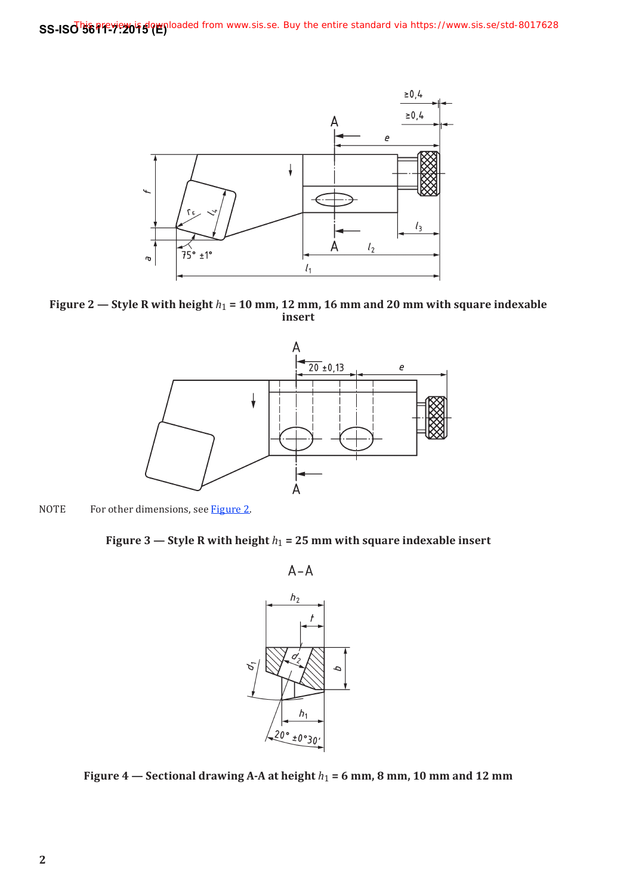≥0,4

≥0,4

A

e

f

$r_\varepsilon$

$l_4$

A

$l_3$

$l_2$

a

75° ±1°

$l_1$

**Figure 2 — Style R with height $h_1$ = 10 mm, 12 mm, 16 mm and 20 mm with square indexable insert**

A

20 ±0,13

e

A

NOTE For other dimensions, see Figure 2.

**Figure 3 — Style R with height $h_1$ = 25 mm with square indexable insert**

A–A

$h_2$

t

$d_2$

$d_1$

b

$h_1$

20° ±0°30′

**Figure 4 — Sectional drawing A-A at height $h_1$ = 6 mm, 8 mm, 10 mm and 12 mm**